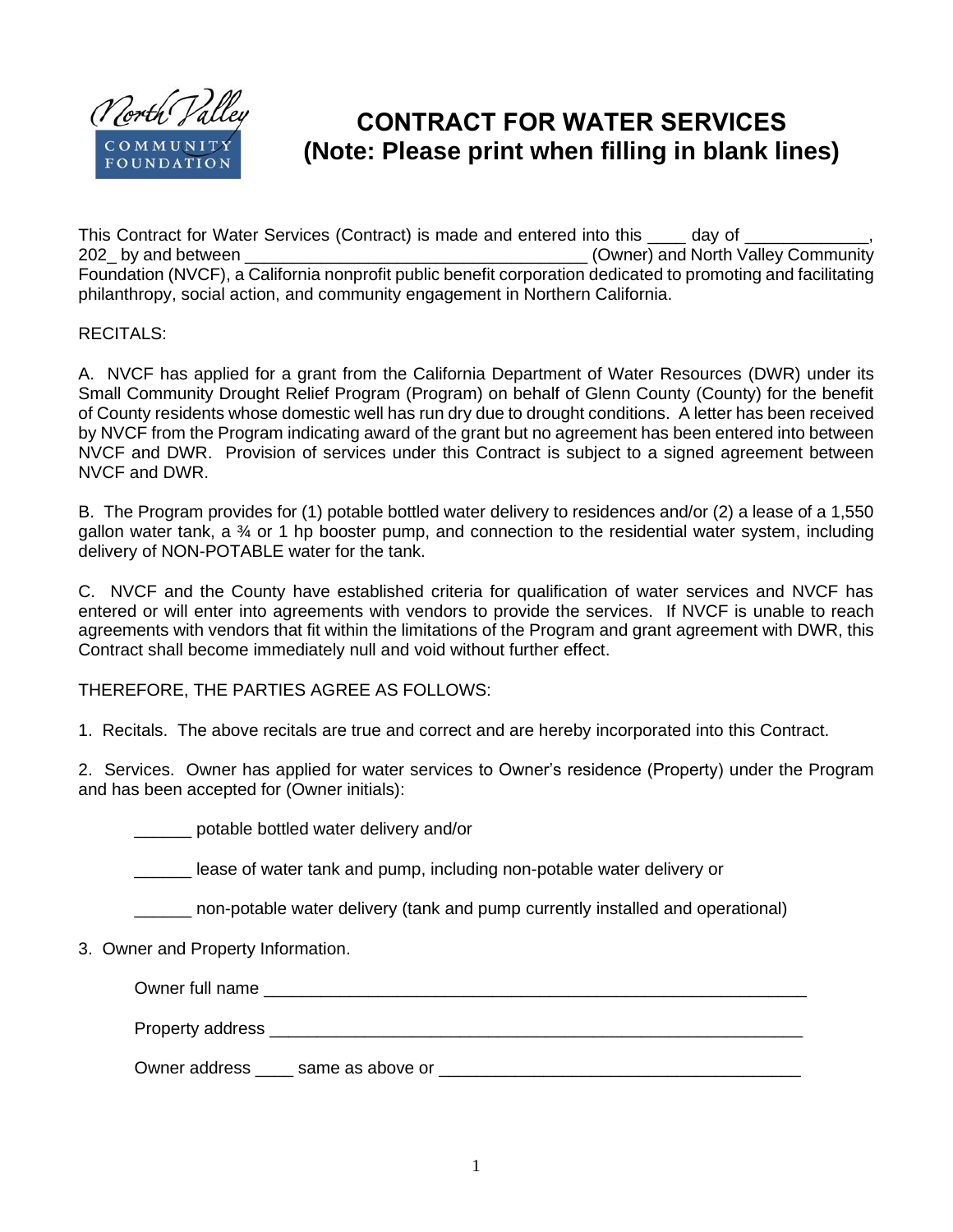# CONTRACT FOR WATER SERVICES
# (Note: Please print when filling in blank lines)

This Contract for Water Services (Contract) is made and entered into this ____ day of _____________, 202_ by and between ___________________________________ (Owner) and North Valley Community Foundation (NVCF), a California nonprofit public benefit corporation dedicated to promoting and facilitating philanthropy, social action, and community engagement in Northern California.

RECITALS:

A. NVCF has applied for a grant from the California Department of Water Resources (DWR) under its Small Community Drought Relief Program (Program) on behalf of Glenn County (County) for the benefit of County residents whose domestic well has run dry due to drought conditions. A letter has been received by NVCF from the Program indicating award of the grant but no agreement has been entered into between NVCF and DWR. Provision of services under this Contract is subject to a signed agreement between NVCF and DWR.

B. The Program provides for (1) potable bottled water delivery to residences and/or (2) a lease of a 1,550 gallon water tank, a ¾ or 1 hp booster pump, and connection to the residential water system, including delivery of NON-POTABLE water for the tank.

C. NVCF and the County have established criteria for qualification of water services and NVCF has entered or will enter into agreements with vendors to provide the services. If NVCF is unable to reach agreements with vendors that fit within the limitations of the Program and grant agreement with DWR, this Contract shall become immediately null and void without further effect.

THEREFORE, THE PARTIES AGREE AS FOLLOWS:

1. Recitals. The above recitals are true and correct and are hereby incorporated into this Contract.

2. Services. Owner has applied for water services to Owner's residence (Property) under the Program and has been accepted for (Owner initials):

______ potable bottled water delivery and/or

______ lease of water tank and pump, including non-potable water delivery or

______ non-potable water delivery (tank and pump currently installed and operational)

3. Owner and Property Information.

Owner full name ____________________________________________________________

Property address ___________________________________________________________

Owner address ____ same as above or ________________________________________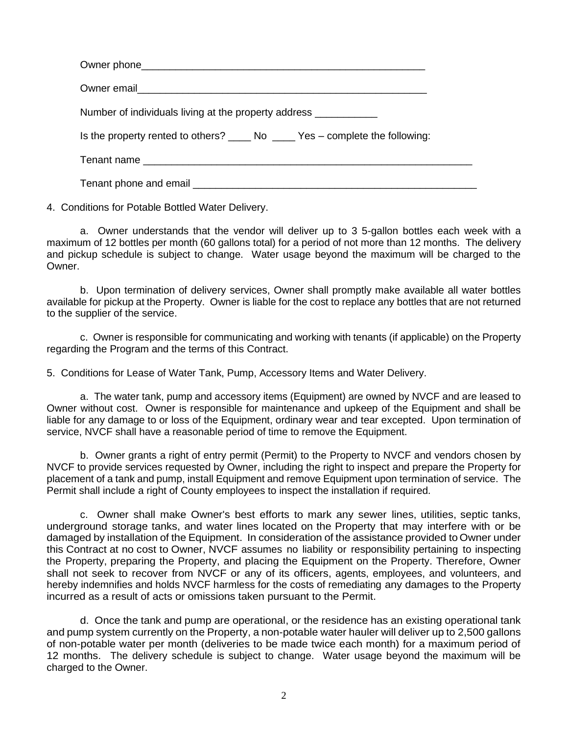Owner phone_____________________________________________________

Owner email_____________________________________________________

Number of individuals living at the property address ___________

Is the property rented to others? ____ No ____ Yes – complete the following:

Tenant name ________________________________________________________

Tenant phone and email ________________________________________________

4. Conditions for Potable Bottled Water Delivery.

a. Owner understands that the vendor will deliver up to 3 5-gallon bottles each week with a maximum of 12 bottles per month (60 gallons total) for a period of not more than 12 months. The delivery and pickup schedule is subject to change. Water usage beyond the maximum will be charged to the Owner.

b. Upon termination of delivery services, Owner shall promptly make available all water bottles available for pickup at the Property. Owner is liable for the cost to replace any bottles that are not returned to the supplier of the service.

c. Owner is responsible for communicating and working with tenants (if applicable) on the Property regarding the Program and the terms of this Contract.

5. Conditions for Lease of Water Tank, Pump, Accessory Items and Water Delivery.

a. The water tank, pump and accessory items (Equipment) are owned by NVCF and are leased to Owner without cost. Owner is responsible for maintenance and upkeep of the Equipment and shall be liable for any damage to or loss of the Equipment, ordinary wear and tear excepted. Upon termination of service, NVCF shall have a reasonable period of time to remove the Equipment.

b. Owner grants a right of entry permit (Permit) to the Property to NVCF and vendors chosen by NVCF to provide services requested by Owner, including the right to inspect and prepare the Property for placement of a tank and pump, install Equipment and remove Equipment upon termination of service. The Permit shall include a right of County employees to inspect the installation if required.

c. Owner shall make Owner's best efforts to mark any sewer lines, utilities, septic tanks, underground storage tanks, and water lines located on the Property that may interfere with or be damaged by installation of the Equipment. In consideration of the assistance provided to Owner under this Contract at no cost to Owner, NVCF assumes no liability or responsibility pertaining to inspecting the Property, preparing the Property, and placing the Equipment on the Property. Therefore, Owner shall not seek to recover from NVCF or any of its officers, agents, employees, and volunteers, and hereby indemnifies and holds NVCF harmless for the costs of remediating any damages to the Property incurred as a result of acts or omissions taken pursuant to the Permit.

d. Once the tank and pump are operational, or the residence has an existing operational tank and pump system currently on the Property, a non-potable water hauler will deliver up to 2,500 gallons of non-potable water per month (deliveries to be made twice each month) for a maximum period of 12 months. The delivery schedule is subject to change. Water usage beyond the maximum will be charged to the Owner.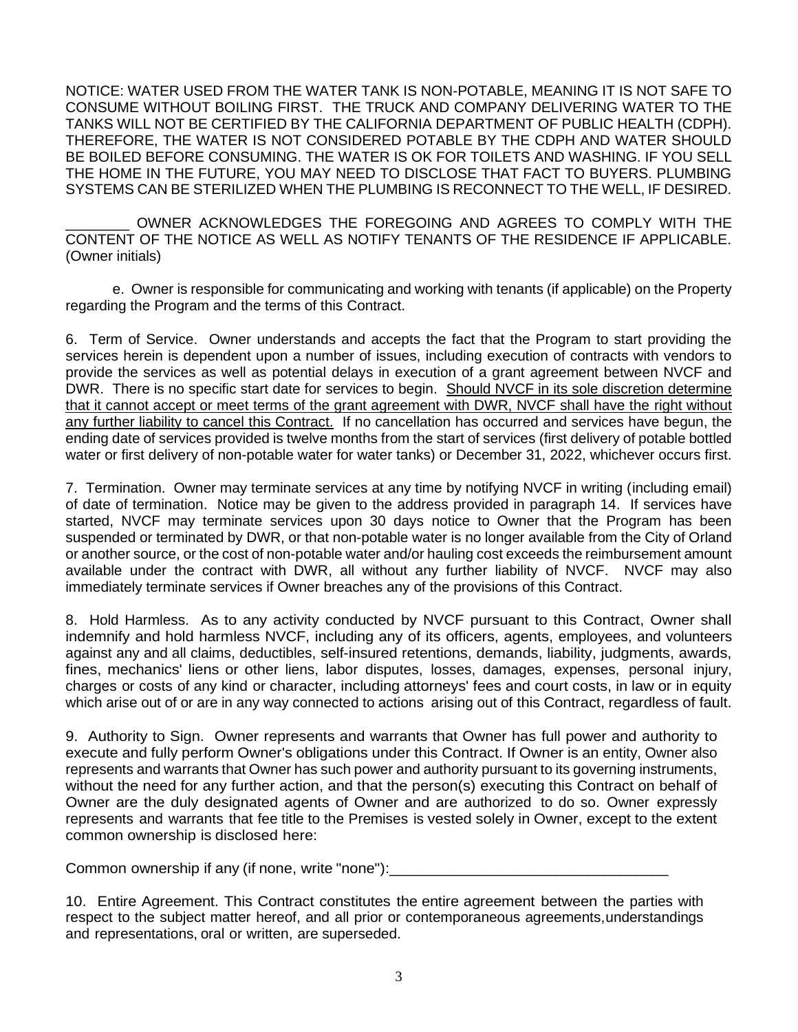NOTICE: WATER USED FROM THE WATER TANK IS NON-POTABLE, MEANING IT IS NOT SAFE TO CONSUME WITHOUT BOILING FIRST. THE TRUCK AND COMPANY DELIVERING WATER TO THE TANKS WILL NOT BE CERTIFIED BY THE CALIFORNIA DEPARTMENT OF PUBLIC HEALTH (CDPH). THEREFORE, THE WATER IS NOT CONSIDERED POTABLE BY THE CDPH AND WATER SHOULD BE BOILED BEFORE CONSUMING. THE WATER IS OK FOR TOILETS AND WASHING. IF YOU SELL THE HOME IN THE FUTURE, YOU MAY NEED TO DISCLOSE THAT FACT TO BUYERS. PLUMBING SYSTEMS CAN BE STERILIZED WHEN THE PLUMBING IS RECONNECT TO THE WELL, IF DESIRED.

________ OWNER ACKNOWLEDGES THE FOREGOING AND AGREES TO COMPLY WITH THE CONTENT OF THE NOTICE AS WELL AS NOTIFY TENANTS OF THE RESIDENCE IF APPLICABLE. (Owner initials)

e. Owner is responsible for communicating and working with tenants (if applicable) on the Property regarding the Program and the terms of this Contract.

6. Term of Service. Owner understands and accepts the fact that the Program to start providing the services herein is dependent upon a number of issues, including execution of contracts with vendors to provide the services as well as potential delays in execution of a grant agreement between NVCF and DWR. There is no specific start date for services to begin. <u>Should NVCF in its sole discretion determine that it cannot accept or meet terms of the grant agreement with DWR, NVCF shall have the right without any further liability to cancel this Contract.</u> If no cancellation has occurred and services have begun, the ending date of services provided is twelve months from the start of services (first delivery of potable bottled water or first delivery of non-potable water for water tanks) or December 31, 2022, whichever occurs first.

7. Termination. Owner may terminate services at any time by notifying NVCF in writing (including email) of date of termination. Notice may be given to the address provided in paragraph 14. If services have started, NVCF may terminate services upon 30 days notice to Owner that the Program has been suspended or terminated by DWR, or that non-potable water is no longer available from the City of Orland or another source, or the cost of non-potable water and/or hauling cost exceeds the reimbursement amount available under the contract with DWR, all without any further liability of NVCF. NVCF may also immediately terminate services if Owner breaches any of the provisions of this Contract.

8. Hold Harmless. As to any activity conducted by NVCF pursuant to this Contract, Owner shall indemnify and hold harmless NVCF, including any of its officers, agents, employees, and volunteers against any and all claims, deductibles, self-insured retentions, demands, liability, judgments, awards, fines, mechanics' liens or other liens, labor disputes, losses, damages, expenses, personal injury, charges or costs of any kind or character, including attorneys' fees and court costs, in law or in equity which arise out of or are in any way connected to actions arising out of this Contract, regardless of fault.

9. Authority to Sign. Owner represents and warrants that Owner has full power and authority to execute and fully perform Owner's obligations under this Contract. If Owner is an entity, Owner also represents and warrants that Owner has such power and authority pursuant to its governing instruments, without the need for any further action, and that the person(s) executing this Contract on behalf of Owner are the duly designated agents of Owner and are authorized to do so. Owner expressly represents and warrants that fee title to the Premises is vested solely in Owner, except to the extent common ownership is disclosed here:

Common ownership if any (if none, write "none"):_________________________________

10. Entire Agreement. This Contract constitutes the entire agreement between the parties with respect to the subject matter hereof, and all prior or contemporaneous agreements, understandings and representations, oral or written, are superseded.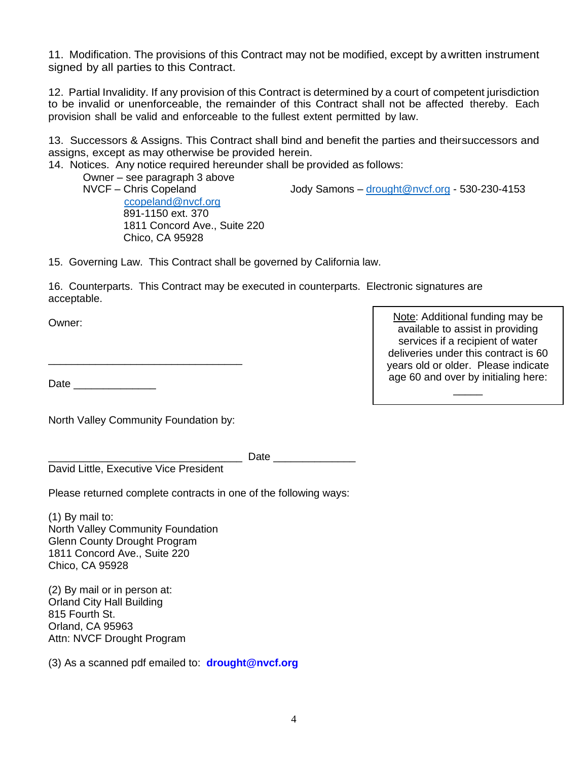11. Modification. The provisions of this Contract may not be modified, except by a written instrument signed by all parties to this Contract.

12. Partial Invalidity. If any provision of this Contract is determined by a court of competent jurisdiction to be invalid or unenforceable, the remainder of this Contract shall not be affected thereby. Each provision shall be valid and enforceable to the fullest extent permitted by law.

13. Successors & Assigns. This Contract shall bind and benefit the parties and their successors and assigns, except as may otherwise be provided herein.

14. Notices. Any notice required hereunder shall be provided as follows:

Owner – see paragraph 3 above

NVCF – Chris Copeland
ccopeland@nvcf.org
891-1150 ext. 370
1811 Concord Ave., Suite 220
Chico, CA 95928

Jody Samons – drought@nvcf.org - 530-230-4153

15. Governing Law. This Contract shall be governed by California law.

16. Counterparts. This Contract may be executed in counterparts. Electronic signatures are acceptable.

Owner:

________________________________

Date ______________

> Note: Additional funding may be available to assist in providing services if a recipient of water deliveries under this contract is 60 years old or older. Please indicate age 60 and over by initialing here: _____

North Valley Community Foundation by:

________________________________ Date ______________
David Little, Executive Vice President

Please returned complete contracts in one of the following ways:

(1) By mail to:
North Valley Community Foundation
Glenn County Drought Program
1811 Concord Ave., Suite 220
Chico, CA 95928

(2) By mail or in person at:
Orland City Hall Building
815 Fourth St.
Orland, CA 95963
Attn: NVCF Drought Program

(3) As a scanned pdf emailed to: **drought@nvcf.org**